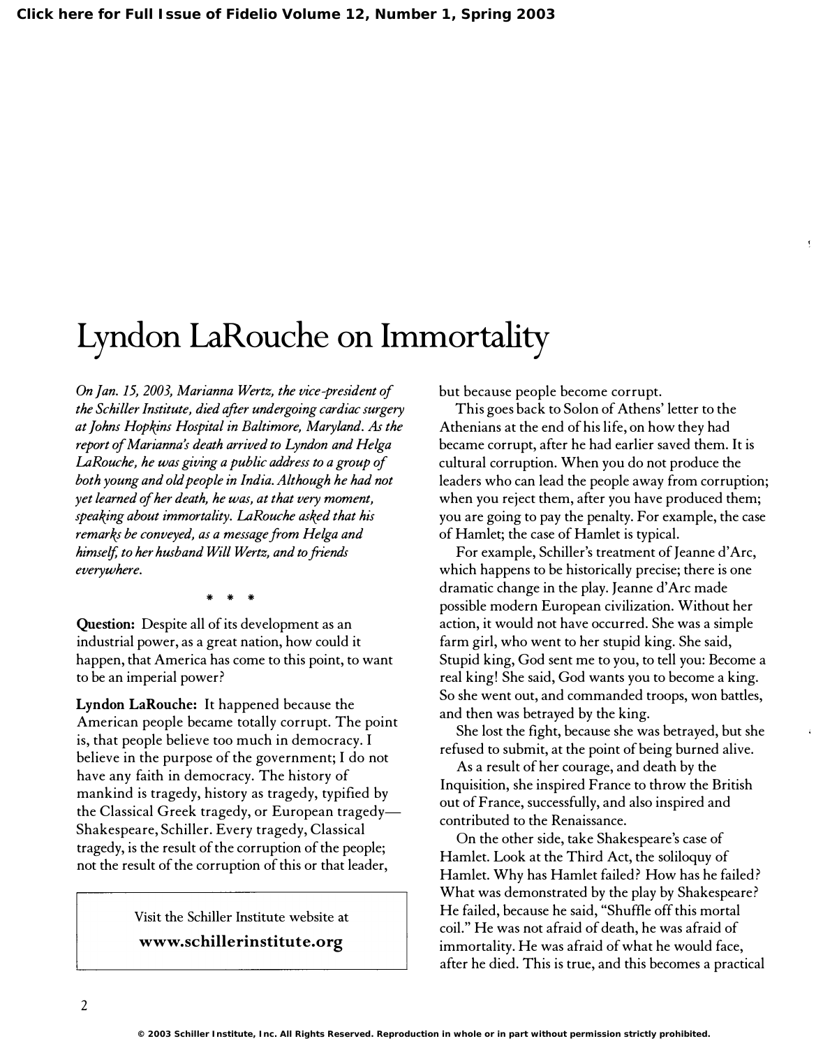# Lyndon LaRouche on Immortality

*On Jan. 15, 2003, Marianna Wertz, the vice-president of the Schiller Institute, died after undergoing cardiac surgery at Johns Hopkins Hospital in Baltimore, Maryland. As the report of Marianna's death arrived to Lyndon and Helga LaRouche, he was giving a public address to a group of both young and old people in India. Although he had not yet learned of her death, he was, at that very moment, speaking about immortality. LaRouche asked that his remarks be conveyed, as a message from Helga and himself, to her husband Will Wertz, and to friends everywhere.*

\* \* \*

**Question:** Despite all of its development as an industrial power, as a great nation, how could it happen, that America has come to this point, to want to be an imperial power?

**Lyndon LaRouche:** It happened because the American people became totally corrupt. The point is, that people believe too much in democracy. I believe in the purpose of the government; I do not have any faith in democracy. The history of mankind is tragedy, history as tragedy, typified by the Classical Greek tragedy, or European tragedy—Shakespeare, Schiller. Every tragedy, Classical tragedy, is the result of the corruption of the people; not the result of the corruption of this or that leader, but because people become corrupt.

This goes back to Solon of Athens' letter to the Athenians at the end of his life, on how they had became corrupt, after he had earlier saved them. It is cultural corruption. When you do not produce the leaders who can lead the people away from corruption; when you reject them, after you have produced them; you are going to pay the penalty. For example, the case of Hamlet; the case of Hamlet is typical.

For example, Schiller's treatment of Jeanne d'Arc, which happens to be historically precise; there is one dramatic change in the play. Jeanne d'Arc made possible modern European civilization. Without her action, it would not have occurred. She was a simple farm girl, who went to her stupid king. She said, Stupid king, God sent me to you, to tell you: Become a real king! She said, God wants you to become a king. So she went out, and commanded troops, won battles, and then was betrayed by the king.

She lost the fight, because she was betrayed, but she refused to submit, at the point of being burned alive.

As a result of her courage, and death by the Inquisition, she inspired France to throw the British out of France, successfully, and also inspired and contributed to the Renaissance.

On the other side, take Shakespeare's case of Hamlet. Look at the Third Act, the soliloquy of Hamlet. Why has Hamlet failed? How has he failed? What was demonstrated by the play by Shakespeare? He failed, because he said, "Shuffle off this mortal coil." He was not afraid of death, he was afraid of immortality. He was afraid of what he would face, after he died. This is true, and this becomes a practical

Visit the Schiller Institute website at
**www.schillerinstitute.org**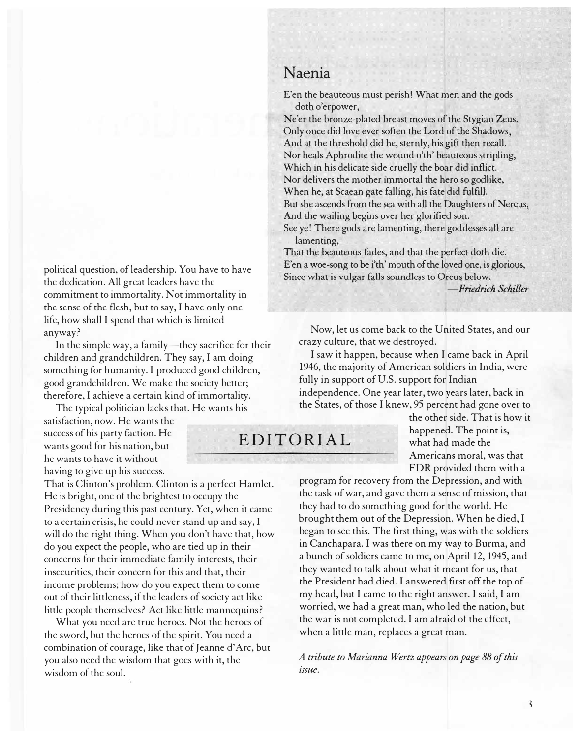political question, of leadership. You have to have the dedication. All great leaders have the commitment to immortality. Not immortality in the sense of the flesh, but to say, I have only one life, how shall I spend that which is limited anyway?

In the simple way, a family—they sacrifice for their children and grandchildren. They say, I am doing something for humanity. I produced good children, good grandchildren. We make the society better; therefore, I achieve a certain kind of immortality.

The typical politician lacks that. He wants his satisfaction, now. He wants the success of his party faction. He wants good for his nation, but he wants to have it without having to give up his success. That is Clinton's problem. Clinton is a perfect Hamlet. He is bright, one of the brightest to occupy the Presidency during this past century. Yet, when it came to a certain crisis, he could never stand up and say, I will do the right thing. When you don't have that, how do you expect the people, who are tied up in their concerns for their immediate family interests, their insecurities, their concern for this and that, their income problems; how do you expect them to come out of their littleness, if the leaders of society act like little people themselves? Act like little mannequins?

What you need are true heroes. Not the heroes of the sword, but the heroes of the spirit. You need a combination of courage, like that of Jeanne d'Arc, but you also need the wisdom that goes with it, the wisdom of the soul.

## Naenia

E'en the beauteous must perish! What men and the gods doth o'erpower,
Ne'er the bronze-plated breast moves of the Stygian Zeus.
Only once did love ever soften the Lord of the Shadows,
And at the threshold did he, sternly, his gift then recall.
Nor heals Aphrodite the wound o'th' beauteous stripling,
Which in his delicate side cruelly the boar did inflict.
Nor delivers the mother immortal the hero so godlike,
When he, at Scaean gate falling, his fate did fulfill.
But she ascends from the sea with all the Daughters of Nereus,
And the wailing begins over her glorified son.
See ye! There gods are lamenting, there goddesses all are lamenting,
That the beauteous fades, and that the perfect doth die.
E'en a woe-song to be i'th' mouth of the loved one, is glorious,
Since what is vulgar falls soundless to Orcus below.

*—Friedrich Schiller*

Now, let us come back to the United States, and our crazy culture, that we destroyed.

I saw it happen, because when I came back in April 1946, the majority of American soldiers in India, were fully in support of U.S. support for Indian independence. One year later, two years later, back in the States, of those I knew, 95 percent had gone over to the other side. That is how it happened. The point is, what had made the Americans moral, was that FDR provided them with a program for recovery from the Depression, and with the task of war, and gave them a sense of mission, that they had to do something good for the world. He brought them out of the Depression. When he died, I began to see this. The first thing, was with the soldiers in Canchapara. I was there on my way to Burma, and a bunch of soldiers came to me, on April 12, 1945, and they wanted to talk about what it meant for us, that the President had died. I answered first off the top of my head, but I came to the right answer. I said, I am worried, we had a great man, who led the nation, but the war is not completed. I am afraid of the effect, when a little man, replaces a great man.

*A tribute to Marianna Wertz appears on page 88 of this issue.*

## EDITORIAL